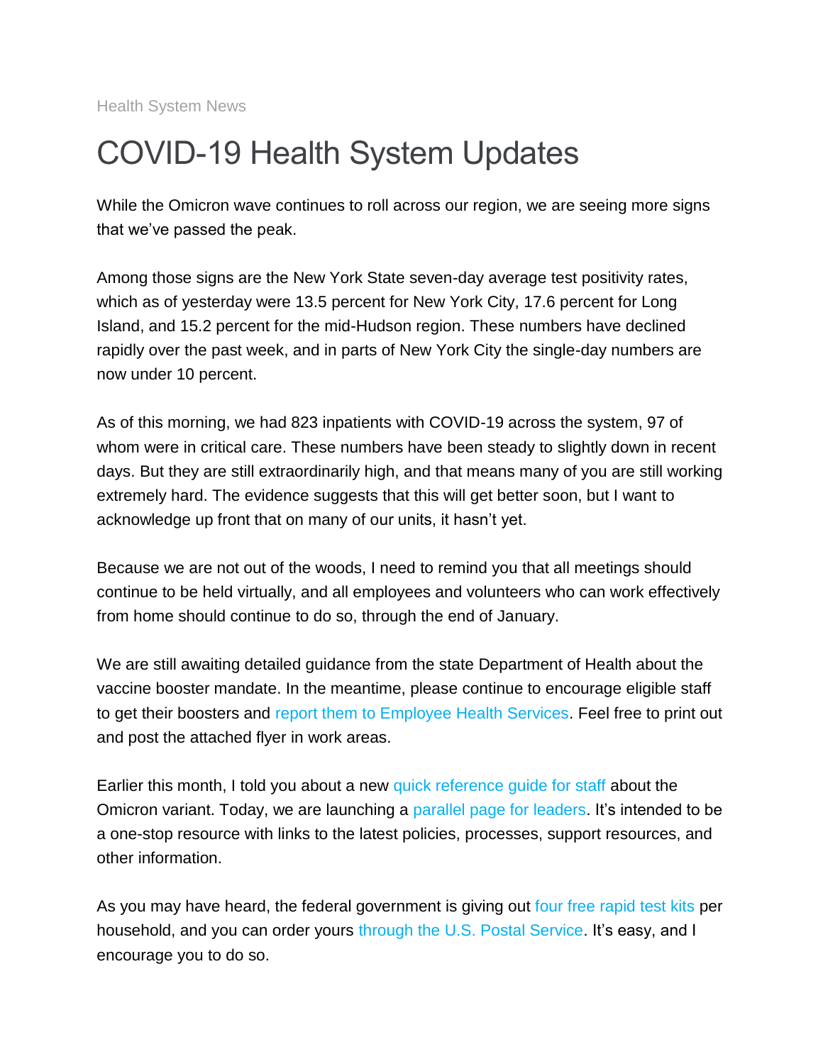Health System News

# COVID-19 Health System Updates

While the Omicron wave continues to roll across our region, we are seeing more signs that we've passed the peak.

Among those signs are the New York State seven-day average test positivity rates, which as of yesterday were 13.5 percent for New York City, 17.6 percent for Long Island, and 15.2 percent for the mid-Hudson region. These numbers have declined rapidly over the past week, and in parts of New York City the single-day numbers are now under 10 percent.

As of this morning, we had 823 inpatients with COVID-19 across the system, 97 of whom were in critical care. These numbers have been steady to slightly down in recent days. But they are still extraordinarily high, and that means many of you are still working extremely hard. The evidence suggests that this will get better soon, but I want to acknowledge up front that on many of our units, it hasn't yet.

Because we are not out of the woods, I need to remind you that all meetings should continue to be held virtually, and all employees and volunteers who can work effectively from home should continue to do so, through the end of January.

We are still awaiting detailed guidance from the state Department of Health about the vaccine booster mandate. In the meantime, please continue to encourage eligible staff to get their boosters and report them to Employee Health Services. Feel free to print out and post the attached flyer in work areas.

Earlier this month, I told you about a new quick reference guide for staff about the Omicron variant. Today, we are launching a parallel page for leaders. It's intended to be a one-stop resource with links to the latest policies, processes, support resources, and other information.

As you may have heard, the federal government is giving out four free rapid test kits per household, and you can order yours through the U.S. Postal Service. It's easy, and I encourage you to do so.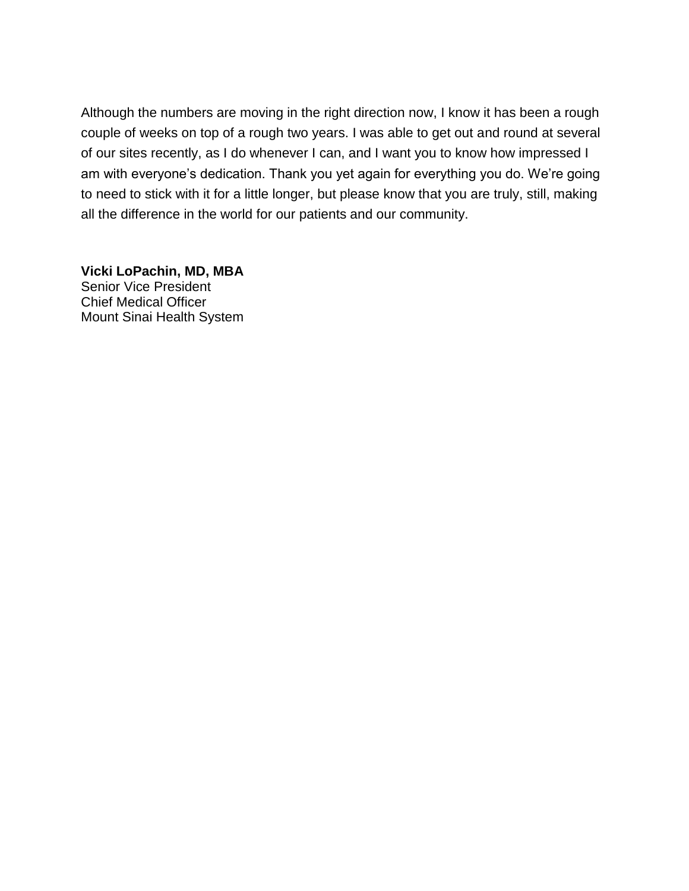Although the numbers are moving in the right direction now, I know it has been a rough couple of weeks on top of a rough two years. I was able to get out and round at several of our sites recently, as I do whenever I can, and I want you to know how impressed I am with everyone's dedication. Thank you yet again for everything you do. We're going to need to stick with it for a little longer, but please know that you are truly, still, making all the difference in the world for our patients and our community.

**Vicki LoPachin, MD, MBA**
Senior Vice President
Chief Medical Officer
Mount Sinai Health System